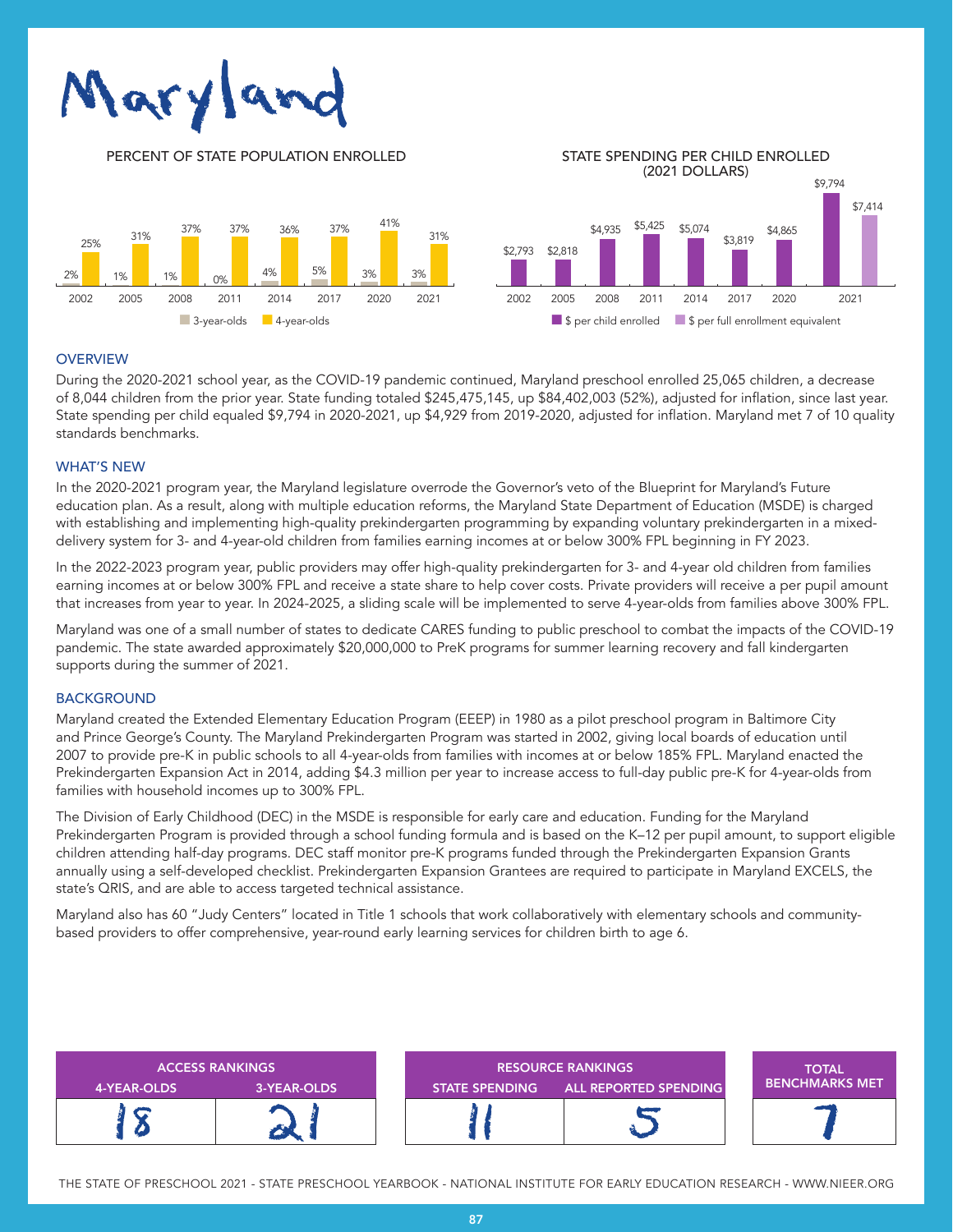# Maryland

**PERCENT OF STATE POPULATION ENROLLED**

| Year | 3-year-olds | 4-year-olds |
|---|---|---|
| 2002 | 2% | 25% |
| 2005 | 1% | 31% |
| 2008 | 1% | 37% |
| 2011 | 0% | 37% |
| 2014 | 4% | 36% |
| 2017 | 5% | 37% |
| 2020 | 3% | 41% |
| 2021 | 3% | 31% |

**STATE SPENDING PER CHILD ENROLLED (2021 DOLLARS)**

| Year | $ per child enrolled | $ per full enrollment equivalent |
|---|---|---|
| 2002 | $2,793 | |
| 2005 | $2,818 | |
| 2008 | $4,935 | |
| 2011 | $5,425 | |
| 2014 | $5,074 | |
| 2017 | $3,819 | |
| 2020 | $4,865 | |
| 2021 | $9,794 | $7,414 |

## OVERVIEW

During the 2020-2021 school year, as the COVID-19 pandemic continued, Maryland preschool enrolled 25,065 children, a decrease of 8,044 children from the prior year. State funding totaled $245,475,145, up $84,402,003 (52%), adjusted for inflation, since last year. State spending per child equaled $9,794 in 2020-2021, up $4,929 from 2019-2020, adjusted for inflation. Maryland met 7 of 10 quality standards benchmarks.

## WHAT'S NEW

In the 2020-2021 program year, the Maryland legislature overrode the Governor's veto of the Blueprint for Maryland's Future education plan. As a result, along with multiple education reforms, the Maryland State Department of Education (MSDE) is charged with establishing and implementing high-quality prekindergarten programming by expanding voluntary prekindergarten in a mixed-delivery system for 3- and 4-year-old children from families earning incomes at or below 300% FPL beginning in FY 2023.

In the 2022-2023 program year, public providers may offer high-quality prekindergarten for 3- and 4-year old children from families earning incomes at or below 300% FPL and receive a state share to help cover costs. Private providers will receive a per pupil amount that increases from year to year. In 2024-2025, a sliding scale will be implemented to serve 4-year-olds from families above 300% FPL.

Maryland was one of a small number of states to dedicate CARES funding to public preschool to combat the impacts of the COVID-19 pandemic. The state awarded approximately $20,000,000 to PreK programs for summer learning recovery and fall kindergarten supports during the summer of 2021.

## BACKGROUND

Maryland created the Extended Elementary Education Program (EEEP) in 1980 as a pilot preschool program in Baltimore City and Prince George's County. The Maryland Prekindergarten Program was started in 2002, giving local boards of education until 2007 to provide pre-K in public schools to all 4-year-olds from families with incomes at or below 185% FPL. Maryland enacted the Prekindergarten Expansion Act in 2014, adding $4.3 million per year to increase access to full-day public pre-K for 4-year-olds from families with household incomes up to 300% FPL.

The Division of Early Childhood (DEC) in the MSDE is responsible for early care and education. Funding for the Maryland Prekindergarten Program is provided through a school funding formula and is based on the K–12 per pupil amount, to support eligible children attending half-day programs. DEC staff monitor pre-K programs funded through the Prekindergarten Expansion Grants annually using a self-developed checklist. Prekindergarten Expansion Grantees are required to participate in Maryland EXCELS, the state's QRIS, and are able to access targeted technical assistance.

Maryland also has 60 "Judy Centers" located in Title 1 schools that work collaboratively with elementary schools and community-based providers to offer comprehensive, year-round early learning services for children birth to age 6.

| ACCESS RANKINGS | | RESOURCE RANKINGS | | TOTAL BENCHMARKS MET |
|---|---|---|---|---|
| 4-YEAR-OLDS | 3-YEAR-OLDS | STATE SPENDING | ALL REPORTED SPENDING | |
| 18 | 21 | 11 | 5 | 7 |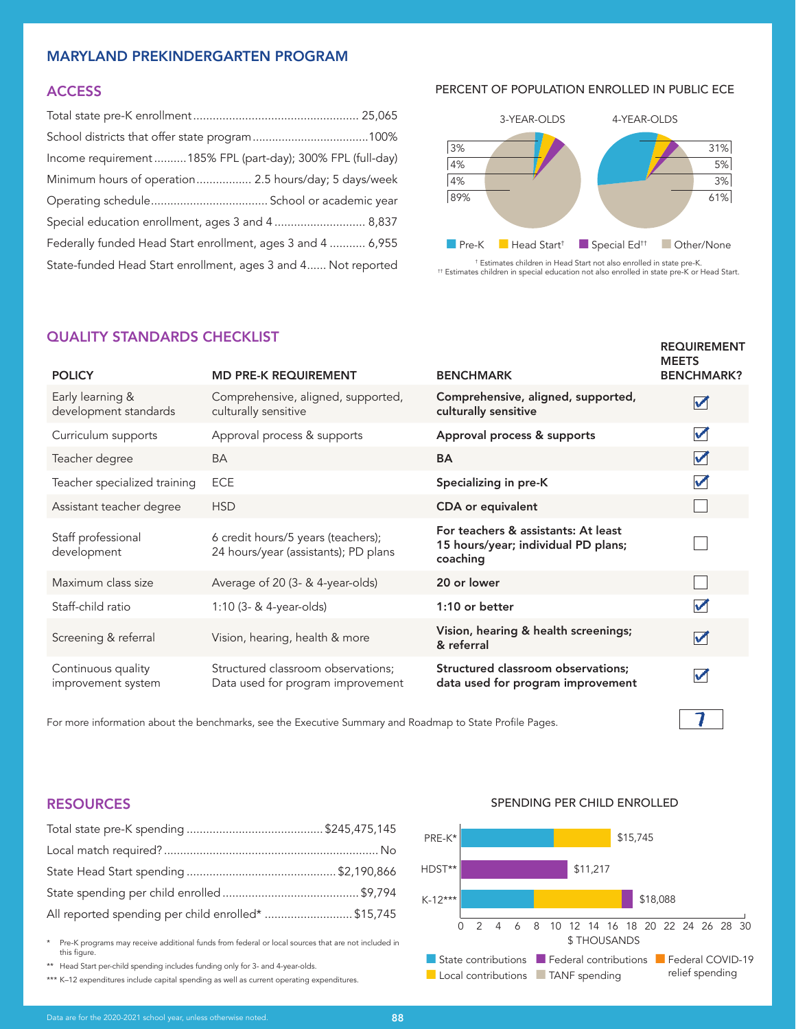## MARYLAND PREKINDERGARTEN PROGRAM

### ACCESS

Total state pre-K enrollment ................................................... 25,065

School districts that offer state program ....................................100%

Income requirement ..........185% FPL (part-day); 300% FPL (full-day)

Minimum hours of operation................. 2.5 hours/day; 5 days/week

Operating schedule.................................... School or academic year

Special education enrollment, ages 3 and 4 ............................ 8,837

Federally funded Head Start enrollment, ages 3 and 4 ........... 6,955

State-funded Head Start enrollment, ages 3 and 4...... Not reported

PERCENT OF POPULATION ENROLLED IN PUBLIC ECE

3-YEAR-OLDS

3%
4%
4%
89%

4-YEAR-OLDS

31%
5%
3%
61%

Pre-K  Head Start†  Special Ed††  Other/None

† Estimates children in Head Start not also enrolled in state pre-K.
†† Estimates children in special education not also enrolled in state pre-K or Head Start.

### QUALITY STANDARDS CHECKLIST

| POLICY | MD PRE-K REQUIREMENT | BENCHMARK | REQUIREMENT MEETS BENCHMARK? |
|---|---|---|---|
| Early learning & development standards | Comprehensive, aligned, supported, culturally sensitive | **Comprehensive, aligned, supported, culturally sensitive** | ☑ |
| Curriculum supports | Approval process & supports | **Approval process & supports** | ☑ |
| Teacher degree | BA | **BA** | ☑ |
| Teacher specialized training | ECE | **Specializing in pre-K** | ☑ |
| Assistant teacher degree | HSD | **CDA or equivalent** | ☐ |
| Staff professional development | 6 credit hours/5 years (teachers); 24 hours/year (assistants); PD plans | **For teachers & assistants: At least 15 hours/year; individual PD plans; coaching** | ☐ |
| Maximum class size | Average of 20 (3- & 4-year-olds) | **20 or lower** | ☐ |
| Staff-child ratio | 1:10 (3- & 4-year-olds) | **1:10 or better** | ☑ |
| Screening & referral | Vision, hearing, health & more | **Vision, hearing & health screenings; & referral** | ☑ |
| Continuous quality improvement system | Structured classroom observations; Data used for program improvement | **Structured classroom observations; data used for program improvement** | ☑ |

For more information about the benchmarks, see the Executive Summary and Roadmap to State Profile Pages.

Total: 7

### RESOURCES

Total state pre-K spending .......................................... $245,475,145

Local match required? ................................................................. No

State Head Start spending ............................................. $2,190,866

State spending per child enrolled .......................................... $9,794

All reported spending per child enrolled* ........................... $15,745

\* Pre-K programs may receive additional funds from federal or local sources that are not included in this figure.

\*\* Head Start per-child spending includes funding only for 3- and 4-year-olds.

\*\*\* K–12 expenditures include capital spending as well as current operating expenditures.

SPENDING PER CHILD ENROLLED

PRE-K* $15,745

HDST** $11,217

K-12*** $18,088

0 2 4 6 8 10 12 14 16 18 20 22 24 26 28 30

$ THOUSANDS

State contributions  Local contributions  Federal contributions  TANF spending  Federal COVID-19 relief spending

Data are for the 2020-2021 school year, unless otherwise noted.